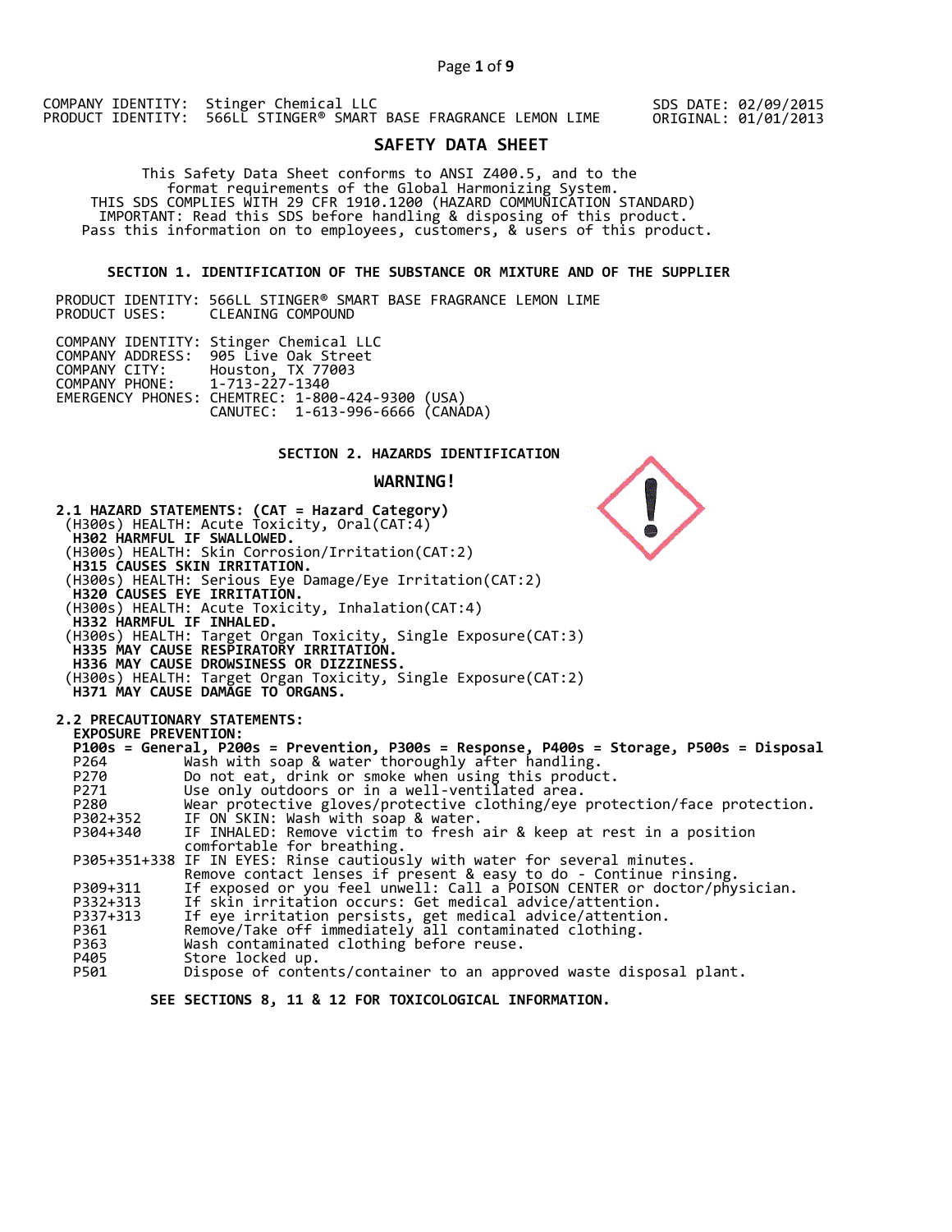COMPANY IDENTITY: Stinger Chemical LLC
PRODUCT IDENTITY: 566LL STINGER® SMART BASE FRAGRANCE LEMON LIME

SDS DATE: 02/09/2015
ORIGINAL: 01/01/2013

# SAFETY DATA SHEET

This Safety Data Sheet conforms to ANSI Z400.5, and to the format requirements of the Global Harmonizing System.
THIS SDS COMPLIES WITH 29 CFR 1910.1200 (HAZARD COMMUNICATION STANDARD)
IMPORTANT: Read this SDS before handling & disposing of this product.
Pass this information on to employees, customers, & users of this product.

## SECTION 1. IDENTIFICATION OF THE SUBSTANCE OR MIXTURE AND OF THE SUPPLIER

PRODUCT IDENTITY: 566LL STINGER® SMART BASE FRAGRANCE LEMON LIME
PRODUCT USES: CLEANING COMPOUND

COMPANY IDENTITY: Stinger Chemical LLC
COMPANY ADDRESS: 905 Live Oak Street
COMPANY CITY: Houston, TX 77003
COMPANY PHONE: 1-713-227-1340
EMERGENCY PHONES: CHEMTREC: 1-800-424-9300 (USA)
CANUTEC: 1-613-996-6666 (CANADA)

## SECTION 2. HAZARDS IDENTIFICATION

**WARNING!**

**2.1 HAZARD STATEMENTS: (CAT = Hazard Category)**

(H300s) HEALTH: Acute Toxicity, Oral(CAT:4)
**H302 HARMFUL IF SWALLOWED.**
(H300s) HEALTH: Skin Corrosion/Irritation(CAT:2)
**H315 CAUSES SKIN IRRITATION.**
(H300s) HEALTH: Serious Eye Damage/Eye Irritation(CAT:2)
**H320 CAUSES EYE IRRITATION.**
(H300s) HEALTH: Acute Toxicity, Inhalation(CAT:4)
**H332 HARMFUL IF INHALED.**
(H300s) HEALTH: Target Organ Toxicity, Single Exposure(CAT:3)
**H335 MAY CAUSE RESPIRATORY IRRITATION.**
**H336 MAY CAUSE DROWSINESS OR DIZZINESS.**
(H300s) HEALTH: Target Organ Toxicity, Single Exposure(CAT:2)
**H371 MAY CAUSE DAMAGE TO ORGANS.**

**2.2 PRECAUTIONARY STATEMENTS:**
**EXPOSURE PREVENTION:**
**P100s = General, P200s = Prevention, P300s = Response, P400s = Storage, P500s = Disposal**

| Code | Statement |
|---|---|
| P264 | Wash with soap & water thoroughly after handling. |
| P270 | Do not eat, drink or smoke when using this product. |
| P271 | Use only outdoors or in a well-ventilated area. |
| P280 | Wear protective gloves/protective clothing/eye protection/face protection. |
| P302+352 | IF ON SKIN: Wash with soap & water. |
| P304+340 | IF INHALED: Remove victim to fresh air & keep at rest in a position comfortable for breathing. |
| P305+351+338 | IF IN EYES: Rinse cautiously with water for several minutes. Remove contact lenses if present & easy to do - Continue rinsing. |
| P309+311 | If exposed or you feel unwell: Call a POISON CENTER or doctor/physician. |
| P332+313 | If skin irritation occurs: Get medical advice/attention. |
| P337+313 | If eye irritation persists, get medical advice/attention. |
| P361 | Remove/Take off immediately all contaminated clothing. |
| P363 | Wash contaminated clothing before reuse. |
| P405 | Store locked up. |
| P501 | Dispose of contents/container to an approved waste disposal plant. |

**SEE SECTIONS 8, 11 & 12 FOR TOXICOLOGICAL INFORMATION.**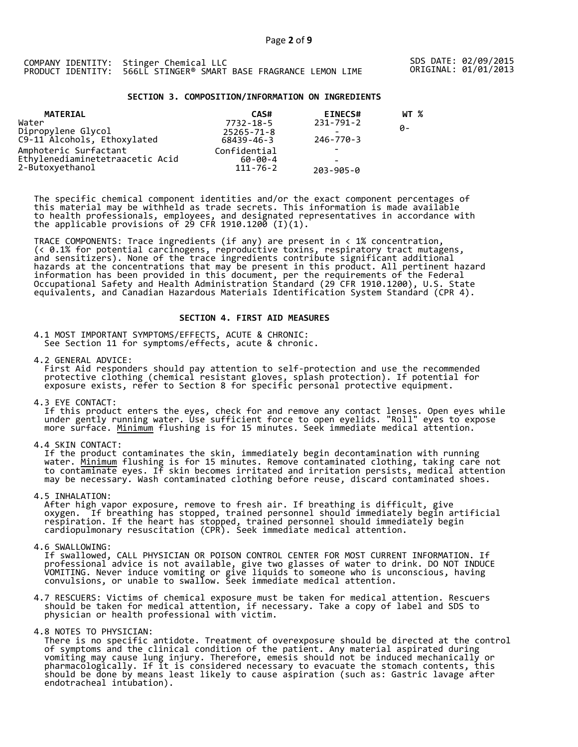COMPANY IDENTITY: Stinger Chemical LLC
PRODUCT IDENTITY: 566LL STINGER® SMART BASE FRAGRANCE LEMON LIME

SDS DATE: 02/09/2015
ORIGINAL: 01/01/2013

## SECTION 3. COMPOSITION/INFORMATION ON INGREDIENTS

| MATERIAL | CAS# | EINECS# | WT % |
|---|---|---|---|
| Water | 7732-18-5 | 231-791-2 | 0- |
| Dipropylene Glycol | 25265-71-8 | - | |
| C9-11 Alcohols, Ethoxylated | 68439-46-3 | 246-770-3 | |
| Amphoteric Surfactant | Confidential | - | |
| Ethylenediaminetetraacetic Acid | 60-00-4 | - | |
| 2-Butoxyethanol | 111-76-2 | 203-905-0 | |

The specific chemical component identities and/or the exact component percentages of this material may be withheld as trade secrets. This information is made available to health professionals, employees, and designated representatives in accordance with the applicable provisions of 29 CFR 1910.1200 (I)(1).

TRACE COMPONENTS: Trace ingredients (if any) are present in < 1% concentration, (< 0.1% for potential carcinogens, reproductive toxins, respiratory tract mutagens, and sensitizers). None of the trace ingredients contribute significant additional hazards at the concentrations that may be present in this product. All pertinent hazard information has been provided in this document, per the requirements of the Federal Occupational Safety and Health Administration Standard (29 CFR 1910.1200), U.S. State equivalents, and Canadian Hazardous Materials Identification System Standard (CPR 4).

## SECTION 4. FIRST AID MEASURES

4.1 MOST IMPORTANT SYMPTOMS/EFFECTS, ACUTE & CHRONIC:
See Section 11 for symptoms/effects, acute & chronic.

4.2 GENERAL ADVICE:
First Aid responders should pay attention to self-protection and use the recommended protective clothing (chemical resistant gloves, splash protection). If potential for exposure exists, refer to Section 8 for specific personal protective equipment.

4.3 EYE CONTACT:
If this product enters the eyes, check for and remove any contact lenses. Open eyes while under gently running water. Use sufficient force to open eyelids. "Roll" eyes to expose more surface. Minimum flushing is for 15 minutes. Seek immediate medical attention.

4.4 SKIN CONTACT:
If the product contaminates the skin, immediately begin decontamination with running water. Minimum flushing is for 15 minutes. Remove contaminated clothing, taking care not to contaminate eyes. If skin becomes irritated and irritation persists, medical attention may be necessary. Wash contaminated clothing before reuse, discard contaminated shoes.

4.5 INHALATION:
After high vapor exposure, remove to fresh air. If breathing is difficult, give oxygen. If breathing has stopped, trained personnel should immediately begin artificial respiration. If the heart has stopped, trained personnel should immediately begin cardiopulmonary resuscitation (CPR). Seek immediate medical attention.

4.6 SWALLOWING:
If swallowed, CALL PHYSICIAN OR POISON CONTROL CENTER FOR MOST CURRENT INFORMATION. If professional advice is not available, give two glasses of water to drink. DO NOT INDUCE VOMITING. Never induce vomiting or give liquids to someone who is unconscious, having convulsions, or unable to swallow. Seek immediate medical attention.

4.7 RESCUERS: Victims of chemical exposure must be taken for medical attention. Rescuers should be taken for medical attention, if necessary. Take a copy of label and SDS to physician or health professional with victim.

4.8 NOTES TO PHYSICIAN:
There is no specific antidote. Treatment of overexposure should be directed at the control of symptoms and the clinical condition of the patient. Any material aspirated during vomiting may cause lung injury. Therefore, emesis should not be induced mechanically or pharmacologically. If it is considered necessary to evacuate the stomach contents, this should be done by means least likely to cause aspiration (such as: Gastric lavage after endotracheal intubation).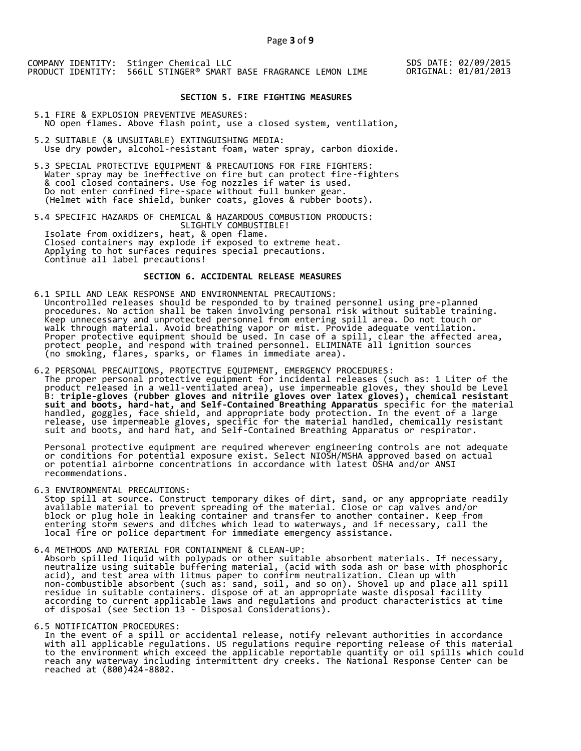COMPANY IDENTITY: Stinger Chemical LLC
PRODUCT IDENTITY: 566LL STINGER® SMART BASE FRAGRANCE LEMON LIME

SDS DATE: 02/09/2015
ORIGINAL: 01/01/2013

## SECTION 5. FIRE FIGHTING MEASURES

5.1 FIRE & EXPLOSION PREVENTIVE MEASURES:
NO open flames. Above flash point, use a closed system, ventilation,

5.2 SUITABLE (& UNSUITABLE) EXTINGUISHING MEDIA:
Use dry powder, alcohol-resistant foam, water spray, carbon dioxide.

5.3 SPECIAL PROTECTIVE EQUIPMENT & PRECAUTIONS FOR FIRE FIGHTERS:
Water spray may be ineffective on fire but can protect fire-fighters & cool closed containers. Use fog nozzles if water is used. Do not enter confined fire-space without full bunker gear. (Helmet with face shield, bunker coats, gloves & rubber boots).

5.4 SPECIFIC HAZARDS OF CHEMICAL & HAZARDOUS COMBUSTION PRODUCTS:
SLIGHTLY COMBUSTIBLE!
Isolate from oxidizers, heat, & open flame.
Closed containers may explode if exposed to extreme heat.
Applying to hot surfaces requires special precautions.
Continue all label precautions!

## SECTION 6. ACCIDENTAL RELEASE MEASURES

6.1 SPILL AND LEAK RESPONSE AND ENVIRONMENTAL PRECAUTIONS:
Uncontrolled releases should be responded to by trained personnel using pre-planned procedures. No action shall be taken involving personal risk without suitable training. Keep unnecessary and unprotected personnel from entering spill area. Do not touch or walk through material. Avoid breathing vapor or mist. Provide adequate ventilation. Proper protective equipment should be used. In case of a spill, clear the affected area, protect people, and respond with trained personnel. ELIMINATE all ignition sources (no smoking, flares, sparks, or flames in immediate area).

6.2 PERSONAL PRECAUTIONS, PROTECTIVE EQUIPMENT, EMERGENCY PROCEDURES:
The proper personal protective equipment for incidental releases (such as: 1 Liter of the product released in a well-ventilated area), use impermeable gloves, they should be Level B: **triple-gloves (rubber gloves and nitrile gloves over latex gloves), chemical resistant suit and boots, hard-hat, and Self-Contained Breathing Apparatus** specific for the material handled, goggles, face shield, and appropriate body protection. In the event of a large release, use impermeable gloves, specific for the material handled, chemically resistant suit and boots, and hard hat, and Self-Contained Breathing Apparatus or respirator.

Personal protective equipment are required wherever engineering controls are not adequate or conditions for potential exposure exist. Select NIOSH/MSHA approved based on actual or potential airborne concentrations in accordance with latest OSHA and/or ANSI recommendations.

6.3 ENVIRONMENTAL PRECAUTIONS:
Stop spill at source. Construct temporary dikes of dirt, sand, or any appropriate readily available material to prevent spreading of the material. Close or cap valves and/or block or plug hole in leaking container and transfer to another container. Keep from entering storm sewers and ditches which lead to waterways, and if necessary, call the local fire or police department for immediate emergency assistance.

6.4 METHODS AND MATERIAL FOR CONTAINMENT & CLEAN-UP:
Absorb spilled liquid with polypads or other suitable absorbent materials. If necessary, neutralize using suitable buffering material, (acid with soda ash or base with phosphoric acid), and test area with litmus paper to confirm neutralization. Clean up with non-combustible absorbent (such as: sand, soil, and so on). Shovel up and place all spill residue in suitable containers. dispose of at an appropriate waste disposal facility according to current applicable laws and regulations and product characteristics at time of disposal (see Section 13 - Disposal Considerations).

6.5 NOTIFICATION PROCEDURES:
In the event of a spill or accidental release, notify relevant authorities in accordance with all applicable regulations. US regulations require reporting release of this material to the environment which exceed the applicable reportable quantity or oil spills which could reach any waterway including intermittent dry creeks. The National Response Center can be reached at (800)424-8802.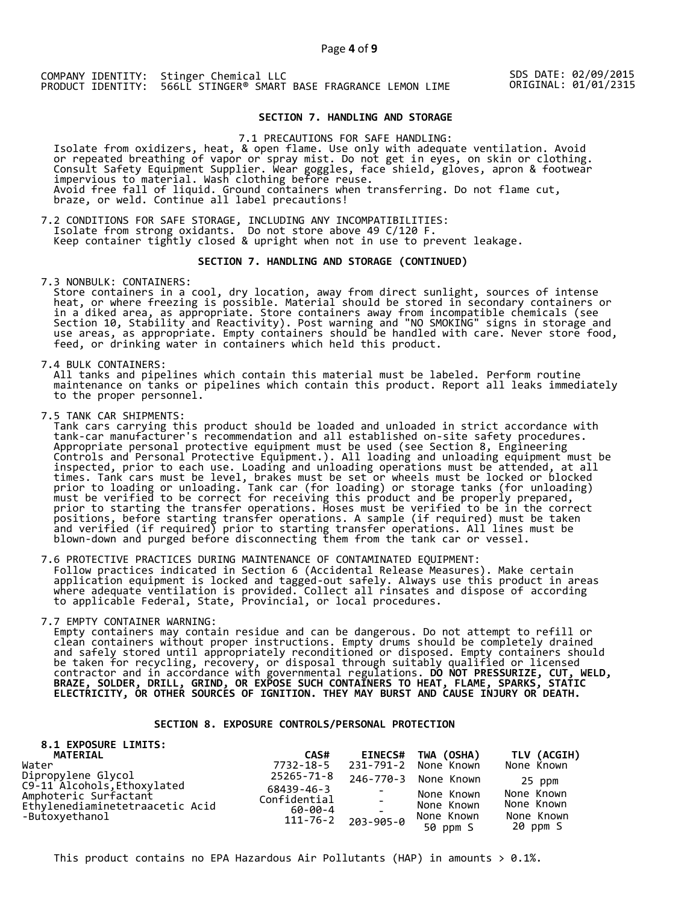COMPANY IDENTITY: Stinger Chemical LLC
PRODUCT IDENTITY: 566LL STINGER® SMART BASE FRAGRANCE LEMON LIME

SDS DATE: 02/09/2015
ORIGINAL: 01/01/2315

## SECTION 7. HANDLING AND STORAGE

7.1 PRECAUTIONS FOR SAFE HANDLING:
Isolate from oxidizers, heat, & open flame. Use only with adequate ventilation. Avoid or repeated breathing of vapor or spray mist. Do not get in eyes, on skin or clothing. Consult Safety Equipment Supplier. Wear goggles, face shield, gloves, apron & footwear impervious to material. Wash clothing before reuse.
Avoid free fall of liquid. Ground containers when transferring. Do not flame cut, braze, or weld. Continue all label precautions!

7.2 CONDITIONS FOR SAFE STORAGE, INCLUDING ANY INCOMPATIBILITIES:
Isolate from strong oxidants. Do not store above 49 C/120 F.
Keep container tightly closed & upright when not in use to prevent leakage.

## SECTION 7. HANDLING AND STORAGE (CONTINUED)

7.3 NONBULK: CONTAINERS:
Store containers in a cool, dry location, away from direct sunlight, sources of intense heat, or where freezing is possible. Material should be stored in secondary containers or in a diked area, as appropriate. Store containers away from incompatible chemicals (see Section 10, Stability and Reactivity). Post warning and "NO SMOKING" signs in storage and use areas, as appropriate. Empty containers should be handled with care. Never store food, feed, or drinking water in containers which held this product.

7.4 BULK CONTAINERS:
All tanks and pipelines which contain this material must be labeled. Perform routine maintenance on tanks or pipelines which contain this product. Report all leaks immediately to the proper personnel.

7.5 TANK CAR SHIPMENTS:
Tank cars carrying this product should be loaded and unloaded in strict accordance with tank-car manufacturer's recommendation and all established on-site safety procedures. Appropriate personal protective equipment must be used (see Section 8, Engineering Controls and Personal Protective Equipment.). All loading and unloading equipment must be inspected, prior to each use. Loading and unloading operations must be attended, at all times. Tank cars must be level, brakes must be set or wheels must be locked or blocked prior to loading or unloading. Tank car (for loading) or storage tanks (for unloading) must be verified to be correct for receiving this product and be properly prepared, prior to starting the transfer operations. Hoses must be verified to be in the correct positions, before starting transfer operations. A sample (if required) must be taken and verified (if required) prior to starting transfer operations. All lines must be blown-down and purged before disconnecting them from the tank car or vessel.

7.6 PROTECTIVE PRACTICES DURING MAINTENANCE OF CONTAMINATED EQUIPMENT:
Follow practices indicated in Section 6 (Accidental Release Measures). Make certain application equipment is locked and tagged-out safely. Always use this product in areas where adequate ventilation is provided. Collect all rinsates and dispose of according to applicable Federal, State, Provincial, or local procedures.

7.7 EMPTY CONTAINER WARNING:
Empty containers may contain residue and can be dangerous. Do not attempt to refill or clean containers without proper instructions. Empty drums should be completely drained and safely stored until appropriately reconditioned or disposed. Empty containers should be taken for recycling, recovery, or disposal through suitably qualified or licensed contractor and in accordance with governmental regulations. **DO NOT PRESSURIZE, CUT, WELD, BRAZE, SOLDER, DRILL, GRIND, OR EXPOSE SUCH CONTAINERS TO HEAT, FLAME, SPARKS, STATIC ELECTRICITY, OR OTHER SOURCES OF IGNITION. THEY MAY BURST AND CAUSE INJURY OR DEATH.**

## SECTION 8. EXPOSURE CONTROLS/PERSONAL PROTECTION

**8.1 EXPOSURE LIMITS:**

| MATERIAL | CAS# | EINECS# | TWA (OSHA) | TLV (ACGIH) |
|---|---|---|---|---|
| Water | 7732-18-5 | 231-791-2 | None Known | None Known |
| Dipropylene Glycol | 25265-71-8 | 246-770-3 | None Known | 25 ppm |
| C9-11 Alcohols,Ethoxylated | 68439-46-3 | - | None Known | None Known |
| Amphoteric Surfactant | Confidential | - | None Known | None Known |
| Ethylenediaminetetraacetic Acid | 60-00-4 | - | None Known | None Known |
| -Butoxyethanol | 111-76-2 | 203-905-0 | 50 ppm S | 20 ppm S |

This product contains no EPA Hazardous Air Pollutants (HAP) in amounts > 0.1%.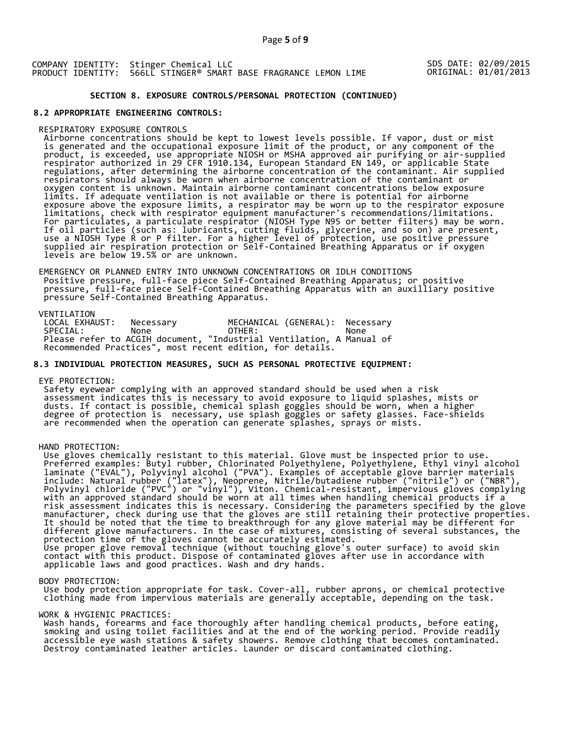COMPANY IDENTITY: Stinger Chemical LLC
PRODUCT IDENTITY: 566LL STINGER® SMART BASE FRAGRANCE LEMON LIME

SDS DATE: 02/09/2015
ORIGINAL: 01/01/2013

## SECTION 8. EXPOSURE CONTROLS/PERSONAL PROTECTION (CONTINUED)

### 8.2 APPROPRIATE ENGINEERING CONTROLS:

RESPIRATORY EXPOSURE CONTROLS

Airborne concentrations should be kept to lowest levels possible. If vapor, dust or mist is generated and the occupational exposure limit of the product, or any component of the product, is exceeded, use appropriate NIOSH or MSHA approved air purifying or air-supplied respirator authorized in 29 CFR 1910.134, European Standard EN 149, or applicable State regulations, after determining the airborne concentration of the contaminant. Air supplied respirators should always be worn when airborne concentration of the contaminant or oxygen content is unknown. Maintain airborne contaminant concentrations below exposure limits. If adequate ventilation is not available or there is potential for airborne exposure above the exposure limits, a respirator may be worn up to the respirator exposure limitations, check with respirator equipment manufacturer's recommendations/limitations. For particulates, a particulate respirator (NIOSH Type N95 or better filters) may be worn. If oil particles (such as: lubricants, cutting fluids, glycerine, and so on) are present, use a NIOSH Type R or P filter. For a higher level of protection, use positive pressure supplied air respiration protection or Self-Contained Breathing Apparatus or if oxygen levels are below 19.5% or are unknown.

EMERGENCY OR PLANNED ENTRY INTO UNKNOWN CONCENTRATIONS OR IDLH CONDITIONS

Positive pressure, full-face piece Self-Contained Breathing Apparatus; or positive pressure, full-face piece Self-Contained Breathing Apparatus with an auxilliary positive pressure Self-Contained Breathing Apparatus.

VENTILATION

| LOCAL EXHAUST: | Necessary | MECHANICAL (GENERAL): | Necessary |
|---|---|---|---|
| SPECIAL: | None | OTHER: | None |

Please refer to ACGIH document, "Industrial Ventilation, A Manual of Recommended Practices", most recent edition, for details.

### 8.3 INDIVIDUAL PROTECTION MEASURES, SUCH AS PERSONAL PROTECTIVE EQUIPMENT:

EYE PROTECTION:

Safety eyewear complying with an approved standard should be used when a risk assessment indicates this is necessary to avoid exposure to liquid splashes, mists or dusts. If contact is possible, chemical splash goggles should be worn, when a higher degree of protection is necessary, use splash goggles or safety glasses. Face-shields are recommended when the operation can generate splashes, sprays or mists.

HAND PROTECTION:

Use gloves chemically resistant to this material. Glove must be inspected prior to use. Preferred examples: Butyl rubber, Chlorinated Polyethylene, Polyethylene, Ethyl vinyl alcohol laminate ("EVAL"), Polyvinyl alcohol ("PVA"). Examples of acceptable glove barrier materials include: Natural rubber ("latex"), Neoprene, Nitrile/butadiene rubber ("nitrile") or ("NBR"), Polyvinyl chloride ("PVC") or "vinyl"), Viton. Chemical-resistant, impervious gloves complying with an approved standard should be worn at all times when handling chemical products if a risk assessment indicates this is necessary. Considering the parameters specified by the glove manufacturer, check during use that the gloves are still retaining their protective properties. It should be noted that the time to breakthrough for any glove material may be different for different glove manufacturers. In the case of mixtures, consisting of several substances, the protection time of the gloves cannot be accurately estimated.
Use proper glove removal technique (without touching glove's outer surface) to avoid skin contact with this product. Dispose of contaminated gloves after use in accordance with applicable laws and good practices. Wash and dry hands.

BODY PROTECTION:

Use body protection appropriate for task. Cover-all, rubber aprons, or chemical protective clothing made from impervious materials are generally acceptable, depending on the task.

WORK & HYGIENIC PRACTICES:

Wash hands, forearms and face thoroughly after handling chemical products, before eating, smoking and using toilet facilities and at the end of the working period. Provide readily accessible eye wash stations & safety showers. Remove clothing that becomes contaminated. Destroy contaminated leather articles. Launder or discard contaminated clothing.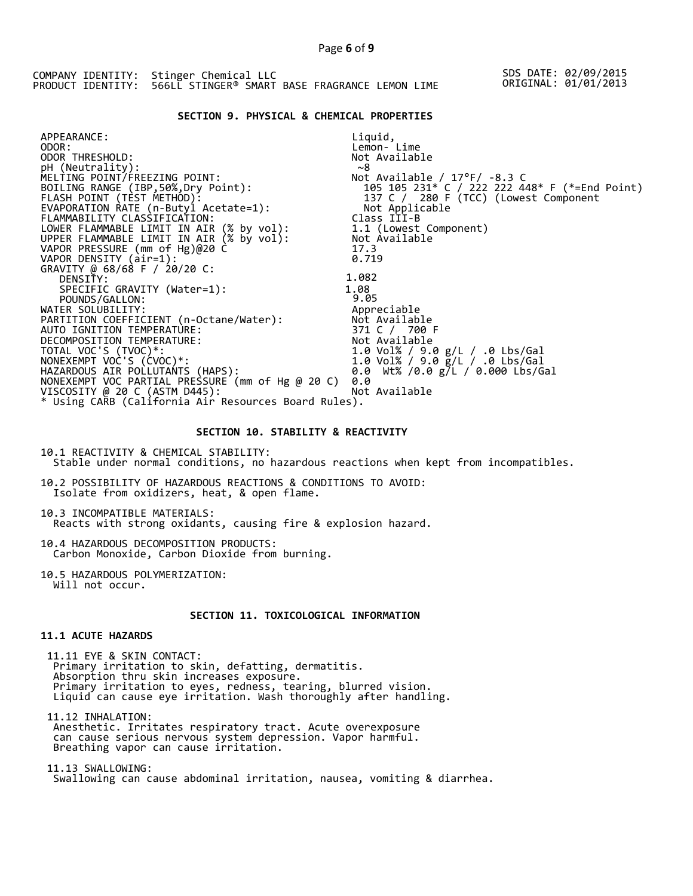COMPANY IDENTITY: Stinger Chemical LLC
PRODUCT IDENTITY: 566LL STINGER® SMART BASE FRAGRANCE LEMON LIME

SDS DATE: 02/09/2015
ORIGINAL: 01/01/2013

## SECTION 9. PHYSICAL & CHEMICAL PROPERTIES

| | |
|---|---|
| APPEARANCE: | Liquid, |
| ODOR: | Lemon- Lime |
| ODOR THRESHOLD: | Not Available |
| pH (Neutrality): | ~8 |
| MELTING POINT/FREEZING POINT: | Not Available / 17°F/ -8.3 C |
| BOILING RANGE (IBP,50%,Dry Point): | 105 105 231* C / 222 222 448* F (*=End Point) |
| FLASH POINT (TEST METHOD): | 137 C / 280 F (TCC) (Lowest Component |
| EVAPORATION RATE (n-Butyl Acetate=1): | Not Applicable |
| FLAMMABILITY CLASSIFICATION: | Class III-B |
| LOWER FLAMMABLE LIMIT IN AIR (% by vol): | 1.1 (Lowest Component) |
| UPPER FLAMMABLE LIMIT IN AIR (% by vol): | Not Available |
| VAPOR PRESSURE (mm of Hg)@20 C | 17.3 |
| VAPOR DENSITY (air=1): | 0.719 |
| GRAVITY @ 68/68 F / 20/20 C: | |
| DENSITY: | 1.082 |
| SPECIFIC GRAVITY (Water=1): | 1.08 |
| POUNDS/GALLON: | 9.05 |
| WATER SOLUBILITY: | Appreciable |
| PARTITION COEFFICIENT (n-Octane/Water): | Not Available |
| AUTO IGNITION TEMPERATURE: | 371 C / 700 F |
| DECOMPOSITION TEMPERATURE: | Not Available |
| TOTAL VOC'S (TVOC)*: | 1.0 Vol% / 9.0 g/L / .0 Lbs/Gal |
| NONEXEMPT VOC'S (CVOC)*: | 1.0 Vol% / 9.0 g/L / .0 Lbs/Gal |
| HAZARDOUS AIR POLLUTANTS (HAPS): | 0.0 Wt% /0.0 g/L / 0.000 Lbs/Gal |
| NONEXEMPT VOC PARTIAL PRESSURE (mm of Hg @ 20 C) | 0.0 |
| VISCOSITY @ 20 C (ASTM D445): | Not Available |

* Using CARB (California Air Resources Board Rules).

## SECTION 10. STABILITY & REACTIVITY

10.1 REACTIVITY & CHEMICAL STABILITY:
Stable under normal conditions, no hazardous reactions when kept from incompatibles.

10.2 POSSIBILITY OF HAZARDOUS REACTIONS & CONDITIONS TO AVOID:
Isolate from oxidizers, heat, & open flame.

10.3 INCOMPATIBLE MATERIALS:
Reacts with strong oxidants, causing fire & explosion hazard.

10.4 HAZARDOUS DECOMPOSITION PRODUCTS:
Carbon Monoxide, Carbon Dioxide from burning.

10.5 HAZARDOUS POLYMERIZATION:
Will not occur.

## SECTION 11. TOXICOLOGICAL INFORMATION

### 11.1 ACUTE HAZARDS

11.11 EYE & SKIN CONTACT:
Primary irritation to skin, defatting, dermatitis.
Absorption thru skin increases exposure.
Primary irritation to eyes, redness, tearing, blurred vision.
Liquid can cause eye irritation. Wash thoroughly after handling.

11.12 INHALATION:
Anesthetic. Irritates respiratory tract. Acute overexposure can cause serious nervous system depression. Vapor harmful.
Breathing vapor can cause irritation.

11.13 SWALLOWING:
Swallowing can cause abdominal irritation, nausea, vomiting & diarrhea.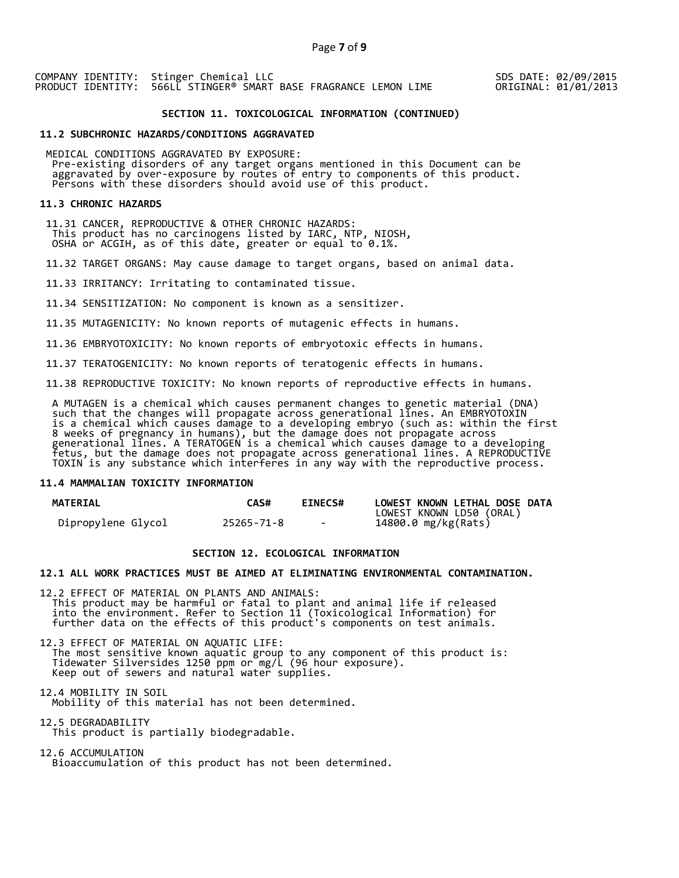COMPANY IDENTITY: Stinger Chemical LLC
PRODUCT IDENTITY: 566LL STINGER® SMART BASE FRAGRANCE LEMON LIME

SDS DATE: 02/09/2015
ORIGINAL: 01/01/2013

## SECTION 11. TOXICOLOGICAL INFORMATION (CONTINUED)

### 11.2 SUBCHRONIC HAZARDS/CONDITIONS AGGRAVATED

MEDICAL CONDITIONS AGGRAVATED BY EXPOSURE:
Pre-existing disorders of any target organs mentioned in this Document can be aggravated by over-exposure by routes of entry to components of this product. Persons with these disorders should avoid use of this product.

### 11.3 CHRONIC HAZARDS

11.31 CANCER, REPRODUCTIVE & OTHER CHRONIC HAZARDS:
This product has no carcinogens listed by IARC, NTP, NIOSH, OSHA or ACGIH, as of this date, greater or equal to 0.1%.

11.32 TARGET ORGANS: May cause damage to target organs, based on animal data.

11.33 IRRITANCY: Irritating to contaminated tissue.

11.34 SENSITIZATION: No component is known as a sensitizer.

11.35 MUTAGENICITY: No known reports of mutagenic effects in humans.

11.36 EMBRYOTOXICITY: No known reports of embryotoxic effects in humans.

11.37 TERATOGENICITY: No known reports of teratogenic effects in humans.

11.38 REPRODUCTIVE TOXICITY: No known reports of reproductive effects in humans.

A MUTAGEN is a chemical which causes permanent changes to genetic material (DNA) such that the changes will propagate across generational lines. An EMBRYOTOXIN is a chemical which causes damage to a developing embryo (such as: within the first 8 weeks of pregnancy in humans), but the damage does not propagate across generational lines. A TERATOGEN is a chemical which causes damage to a developing fetus, but the damage does not propagate across generational lines. A REPRODUCTIVE TOXIN is any substance which interferes in any way with the reproductive process.

### 11.4 MAMMALIAN TOXICITY INFORMATION

| MATERIAL | CAS# | EINECS# | LOWEST KNOWN LETHAL DOSE DATA LOWEST KNOWN LD50 (ORAL) |
|---|---|---|---|
| Dipropylene Glycol | 25265-71-8 | - | 14800.0 mg/kg(Rats) |

## SECTION 12. ECOLOGICAL INFORMATION

### 12.1 ALL WORK PRACTICES MUST BE AIMED AT ELIMINATING ENVIRONMENTAL CONTAMINATION.

12.2 EFFECT OF MATERIAL ON PLANTS AND ANIMALS:
This product may be harmful or fatal to plant and animal life if released into the environment. Refer to Section 11 (Toxicological Information) for further data on the effects of this product's components on test animals.

12.3 EFFECT OF MATERIAL ON AQUATIC LIFE:
The most sensitive known aquatic group to any component of this product is: Tidewater Silversides 1250 ppm or mg/L (96 hour exposure).
Keep out of sewers and natural water supplies.

12.4 MOBILITY IN SOIL
Mobility of this material has not been determined.

12.5 DEGRADABILITY
This product is partially biodegradable.

12.6 ACCUMULATION
Bioaccumulation of this product has not been determined.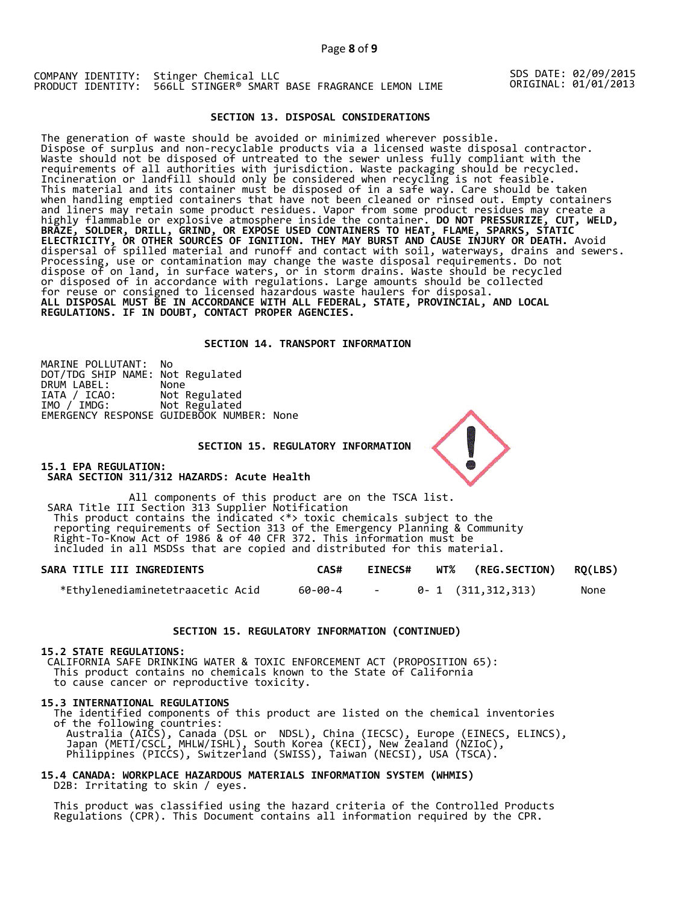COMPANY IDENTITY: Stinger Chemical LLC
PRODUCT IDENTITY: 566LL STINGER® SMART BASE FRAGRANCE LEMON LIME

SDS DATE: 02/09/2015
ORIGINAL: 01/01/2013

## SECTION 13. DISPOSAL CONSIDERATIONS

The generation of waste should be avoided or minimized wherever possible. Dispose of surplus and non-recyclable products via a licensed waste disposal contractor. Waste should not be disposed of untreated to the sewer unless fully compliant with the requirements of all authorities with jurisdiction. Waste packaging should be recycled. Incineration or landfill should only be considered when recycling is not feasible. This material and its container must be disposed of in a safe way. Care should be taken when handling emptied containers that have not been cleaned or rinsed out. Empty containers and liners may retain some product residues. Vapor from some product residues may create a highly flammable or explosive atmosphere inside the container. **DO NOT PRESSURIZE, CUT, WELD, BRAZE, SOLDER, DRILL, GRIND, OR EXPOSE USED CONTAINERS TO HEAT, FLAME, SPARKS, STATIC ELECTRICITY, OR OTHER SOURCES OF IGNITION. THEY MAY BURST AND CAUSE INJURY OR DEATH.** Avoid dispersal of spilled material and runoff and contact with soil, waterways, drains and sewers. Processing, use or contamination may change the waste disposal requirements. Do not dispose of on land, in surface waters, or in storm drains. Waste should be recycled or disposed of in accordance with regulations. Large amounts should be collected for reuse or consigned to licensed hazardous waste haulers for disposal.
**ALL DISPOSAL MUST BE IN ACCORDANCE WITH ALL FEDERAL, STATE, PROVINCIAL, AND LOCAL REGULATIONS. IF IN DOUBT, CONTACT PROPER AGENCIES.**

## SECTION 14. TRANSPORT INFORMATION

MARINE POLLUTANT: No
DOT/TDG SHIP NAME: Not Regulated
DRUM LABEL: None
IATA / ICAO: Not Regulated
IMO / IMDG: Not Regulated
EMERGENCY RESPONSE GUIDEBOOK NUMBER: None

## SECTION 15. REGULATORY INFORMATION

**15.1 EPA REGULATION:**
**SARA SECTION 311/312 HAZARDS: Acute Health**

All components of this product are on the TSCA list.
SARA Title III Section 313 Supplier Notification
This product contains the indicated <*> toxic chemicals subject to the reporting requirements of Section 313 of the Emergency Planning & Community Right-To-Know Act of 1986 & of 40 CFR 372. This information must be included in all MSDSs that are copied and distributed for this material.

| SARA TITLE III INGREDIENTS | CAS# | EINECS# | WT% | (REG.SECTION) | RQ(LBS) |
|---|---|---|---|---|---|
| *Ethylenediaminetetraacetic Acid | 60-00-4 | - | 0- 1 | (311,312,313) | None |

## SECTION 15. REGULATORY INFORMATION (CONTINUED)

**15.2 STATE REGULATIONS:**
CALIFORNIA SAFE DRINKING WATER & TOXIC ENFORCEMENT ACT (PROPOSITION 65):
This product contains no chemicals known to the State of California to cause cancer or reproductive toxicity.

**15.3 INTERNATIONAL REGULATIONS**
The identified components of this product are listed on the chemical inventories of the following countries:
Australia (AICS), Canada (DSL or NDSL), China (IECSC), Europe (EINECS, ELINCS), Japan (METI/CSCL, MHLW/ISHL), South Korea (KECI), New Zealand (NZIoC), Philippines (PICCS), Switzerland (SWISS), Taiwan (NECSI), USA (TSCA).

**15.4 CANADA: WORKPLACE HAZARDOUS MATERIALS INFORMATION SYSTEM (WHMIS)**
D2B: Irritating to skin / eyes.

This product was classified using the hazard criteria of the Controlled Products Regulations (CPR). This Document contains all information required by the CPR.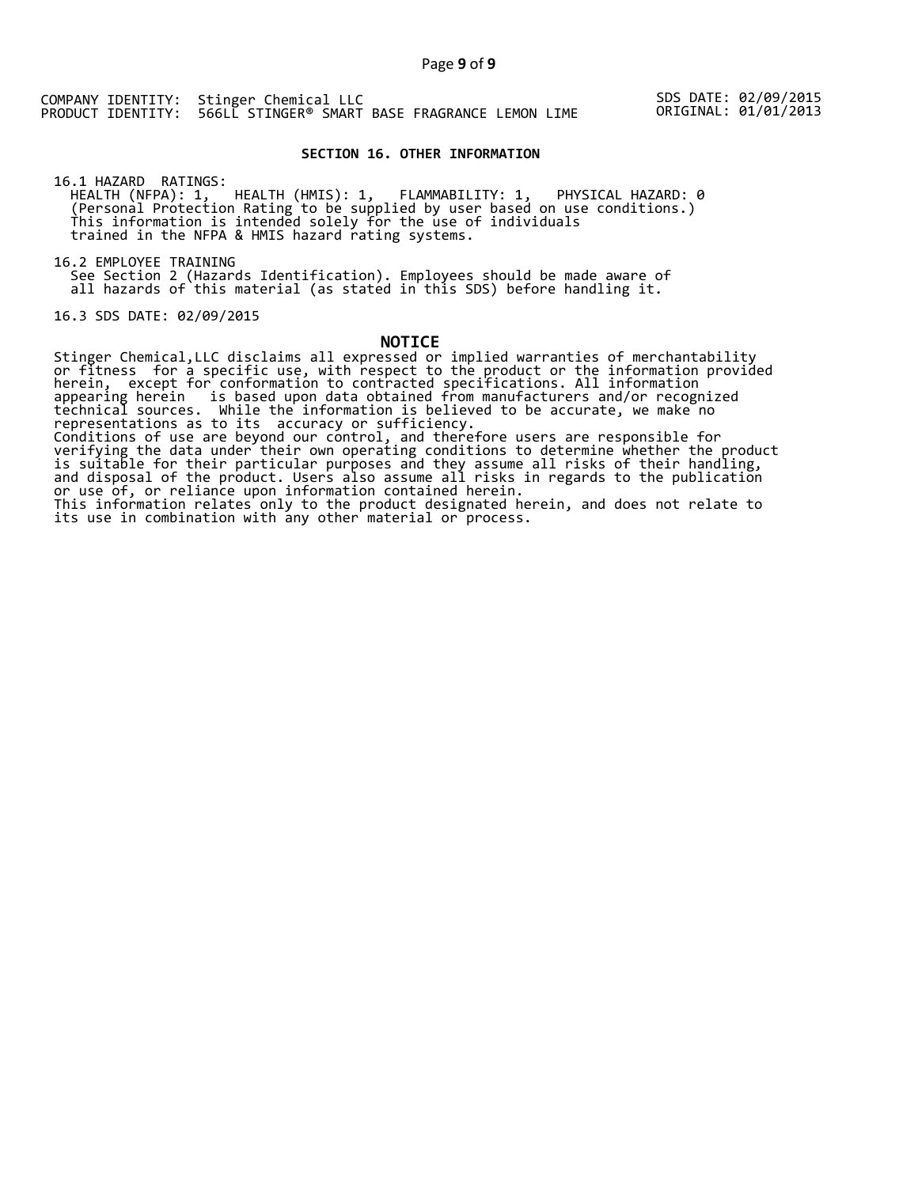## SECTION 16. OTHER INFORMATION

16.1 HAZARD RATINGS:
HEALTH (NFPA): 1, HEALTH (HMIS): 1, FLAMMABILITY: 1, PHYSICAL HAZARD: 0
(Personal Protection Rating to be supplied by user based on use conditions.)
This information is intended solely for the use of individuals
trained in the NFPA & HMIS hazard rating systems.

16.2 EMPLOYEE TRAINING
See Section 2 (Hazards Identification). Employees should be made aware of
all hazards of this material (as stated in this SDS) before handling it.

16.3 SDS DATE: 02/09/2015

### NOTICE

Stinger Chemical,LLC disclaims all expressed or implied warranties of merchantability or fitness for a specific use, with respect to the product or the information provided herein, except for conformation to contracted specifications. All information appearing herein is based upon data obtained from manufacturers and/or recognized technical sources. While the information is believed to be accurate, we make no representations as to its accuracy or sufficiency.
Conditions of use are beyond our control, and therefore users are responsible for verifying the data under their own operating conditions to determine whether the product is suitable for their particular purposes and they assume all risks of their handling, and disposal of the product. Users also assume all risks in regards to the publication or use of, or reliance upon information contained herein.
This information relates only to the product designated herein, and does not relate to its use in combination with any other material or process.